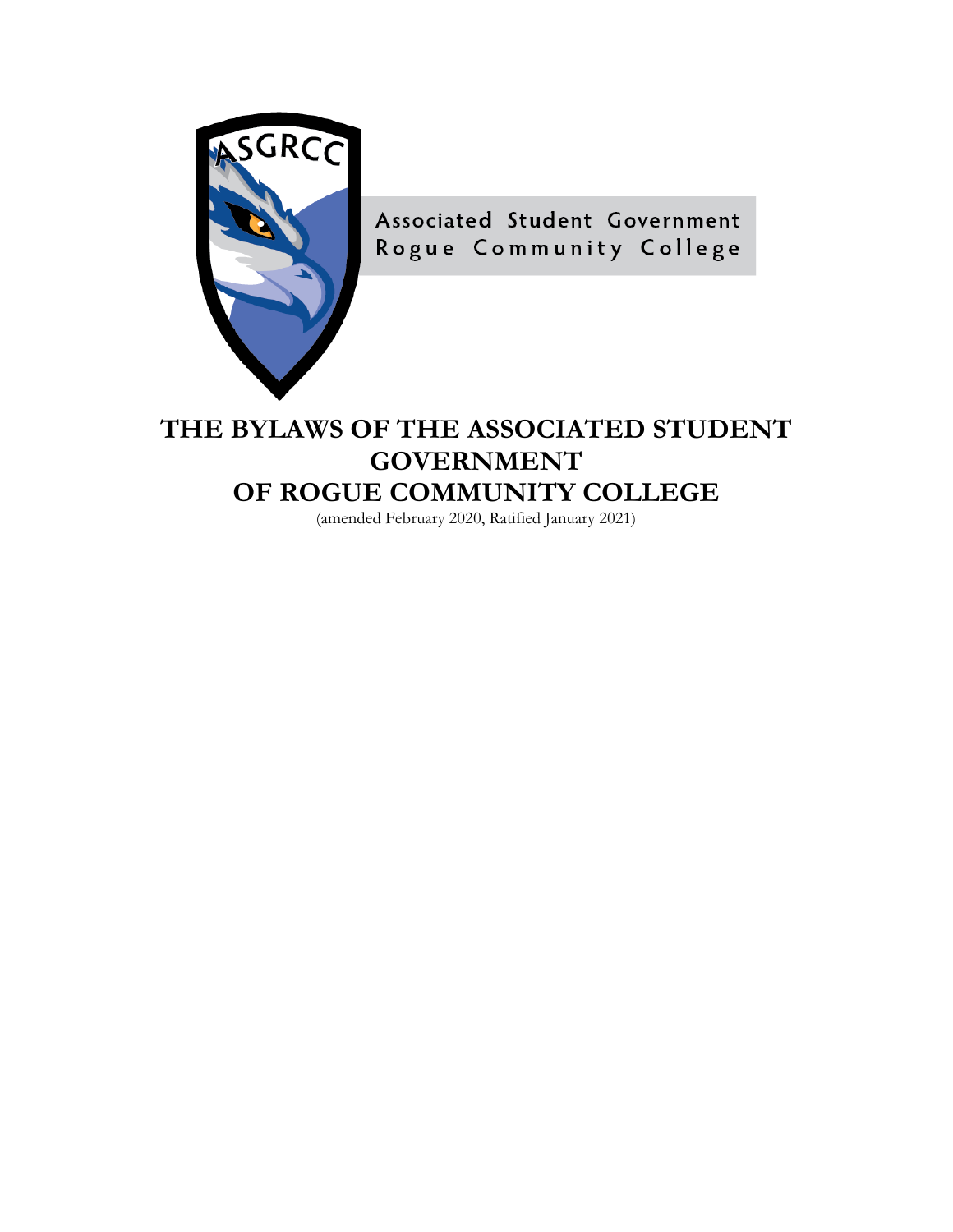ASGRCC

Associated Student Government
Rogue Community College

# THE BYLAWS OF THE ASSOCIATED STUDENT GOVERNMENT OF ROGUE COMMUNITY COLLEGE

(amended February 2020, Ratified January 2021)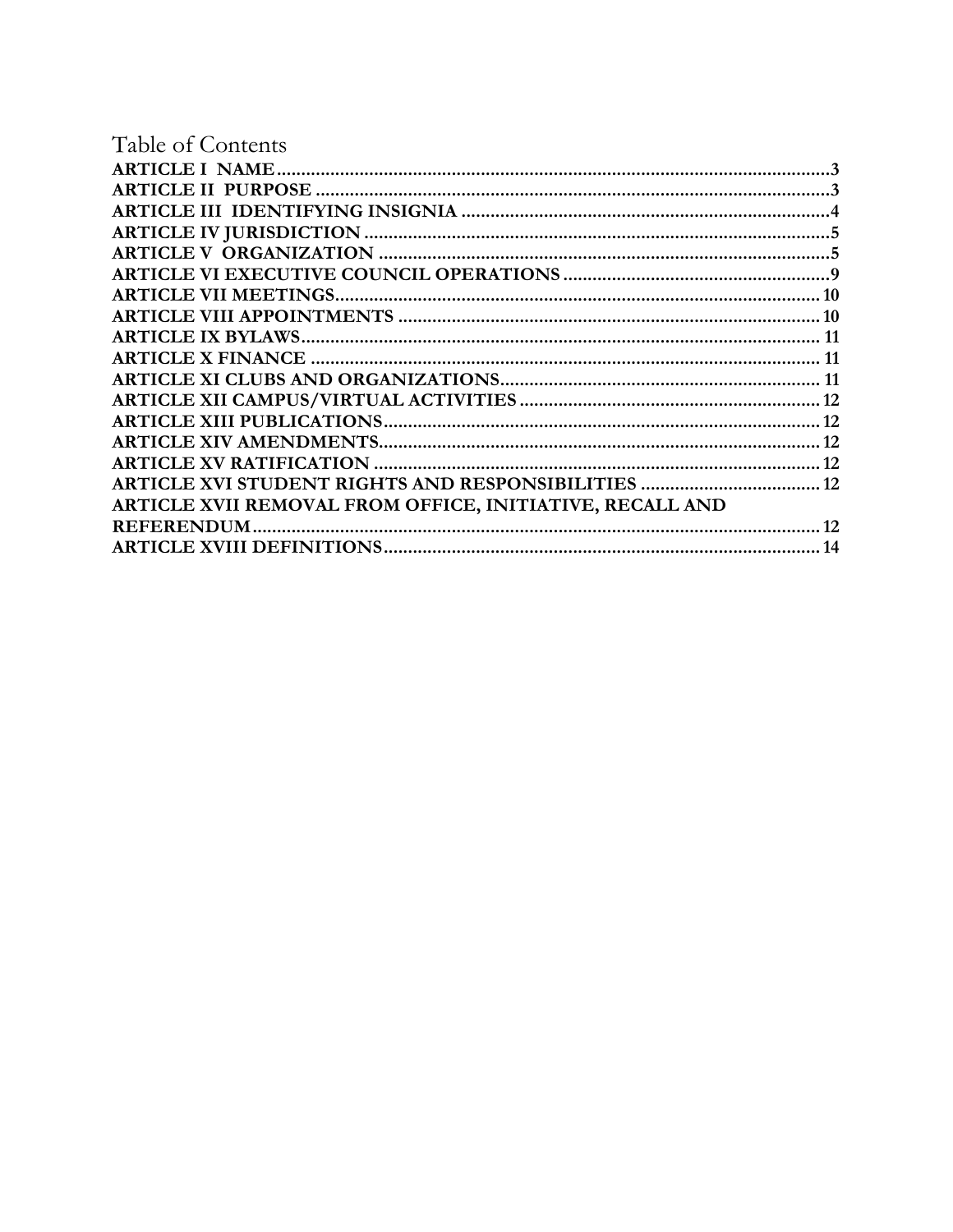# Table of Contents

**ARTICLE I NAME** ..... 3
**ARTICLE II PURPOSE** ..... 3
**ARTICLE III IDENTIFYING INSIGNIA** ..... 4
**ARTICLE IV JURISDICTION** ..... 5
**ARTICLE V ORGANIZATION** ..... 5
**ARTICLE VI EXECUTIVE COUNCIL OPERATIONS** ..... 9
**ARTICLE VII MEETINGS** ..... 10
**ARTICLE VIII APPOINTMENTS** ..... 10
**ARTICLE IX BYLAWS** ..... 11
**ARTICLE X FINANCE** ..... 11
**ARTICLE XI CLUBS AND ORGANIZATIONS** ..... 11
**ARTICLE XII CAMPUS/VIRTUAL ACTIVITIES** ..... 12
**ARTICLE XIII PUBLICATIONS** ..... 12
**ARTICLE XIV AMENDMENTS** ..... 12
**ARTICLE XV RATIFICATION** ..... 12
**ARTICLE XVI STUDENT RIGHTS AND RESPONSIBILITIES** ..... 12
**ARTICLE XVII REMOVAL FROM OFFICE, INITIATIVE, RECALL AND REFERENDUM** ..... 12
**ARTICLE XVIII DEFINITIONS** ..... 14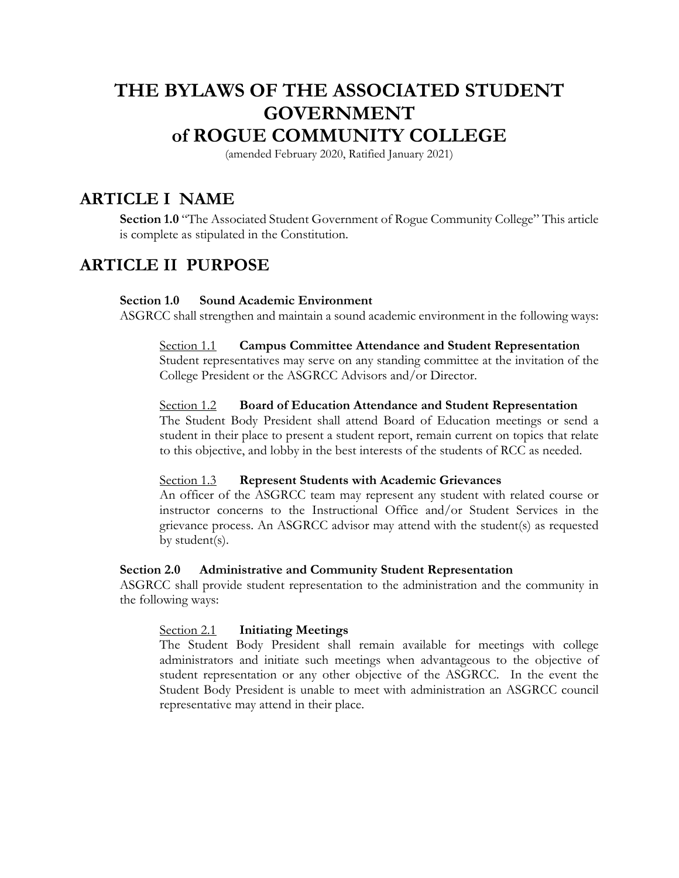# THE BYLAWS OF THE ASSOCIATED STUDENT GOVERNMENT of ROGUE COMMUNITY COLLEGE

(amended February 2020, Ratified January 2021)

## ARTICLE I NAME

**Section 1.0** "The Associated Student Government of Rogue Community College" This article is complete as stipulated in the Constitution.

## ARTICLE II PURPOSE

**Section 1.0 Sound Academic Environment**

ASGRCC shall strengthen and maintain a sound academic environment in the following ways:

Section 1.1 **Campus Committee Attendance and Student Representation**

Student representatives may serve on any standing committee at the invitation of the College President or the ASGRCC Advisors and/or Director.

Section 1.2 **Board of Education Attendance and Student Representation**

The Student Body President shall attend Board of Education meetings or send a student in their place to present a student report, remain current on topics that relate to this objective, and lobby in the best interests of the students of RCC as needed.

Section 1.3 **Represent Students with Academic Grievances**

An officer of the ASGRCC team may represent any student with related course or instructor concerns to the Instructional Office and/or Student Services in the grievance process. An ASGRCC advisor may attend with the student(s) as requested by student(s).

**Section 2.0 Administrative and Community Student Representation**

ASGRCC shall provide student representation to the administration and the community in the following ways:

Section 2.1 **Initiating Meetings**

The Student Body President shall remain available for meetings with college administrators and initiate such meetings when advantageous to the objective of student representation or any other objective of the ASGRCC. In the event the Student Body President is unable to meet with administration an ASGRCC council representative may attend in their place.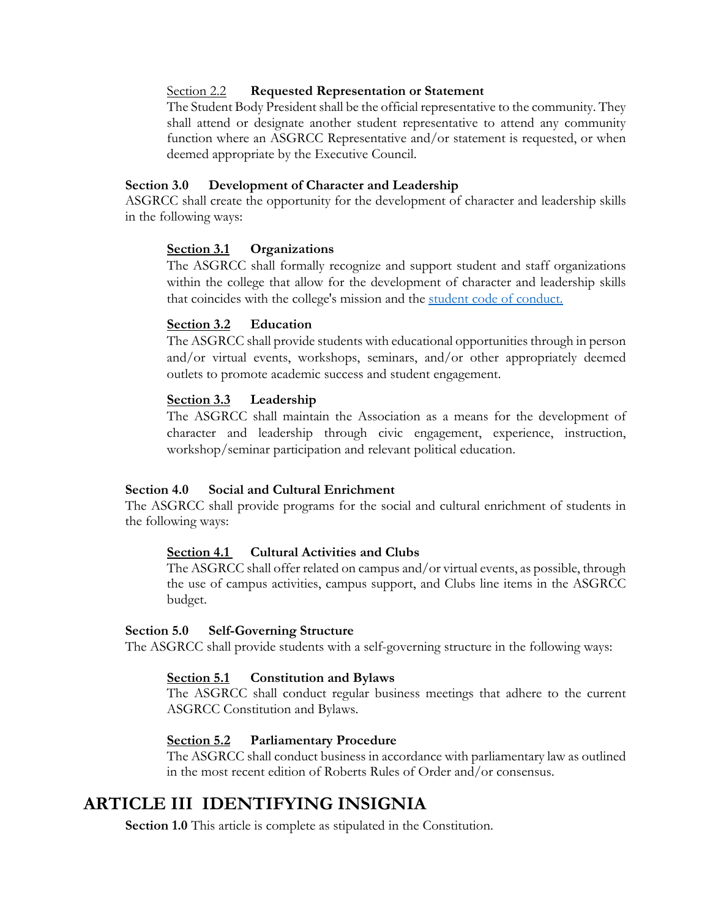Section 2.2 **Requested Representation or Statement**

The Student Body President shall be the official representative to the community. They shall attend or designate another student representative to attend any community function where an ASGRCC Representative and/or statement is requested, or when deemed appropriate by the Executive Council.

**Section 3.0 Development of Character and Leadership**

ASGRCC shall create the opportunity for the development of character and leadership skills in the following ways:

**Section 3.1 Organizations**

The ASGRCC shall formally recognize and support student and staff organizations within the college that allow for the development of character and leadership skills that coincides with the college's mission and the student code of conduct.

**Section 3.2 Education**

The ASGRCC shall provide students with educational opportunities through in person and/or virtual events, workshops, seminars, and/or other appropriately deemed outlets to promote academic success and student engagement.

**Section 3.3 Leadership**

The ASGRCC shall maintain the Association as a means for the development of character and leadership through civic engagement, experience, instruction, workshop/seminar participation and relevant political education.

**Section 4.0 Social and Cultural Enrichment**

The ASGRCC shall provide programs for the social and cultural enrichment of students in the following ways:

**Section 4.1 Cultural Activities and Clubs**

The ASGRCC shall offer related on campus and/or virtual events, as possible, through the use of campus activities, campus support, and Clubs line items in the ASGRCC budget.

**Section 5.0 Self-Governing Structure**

The ASGRCC shall provide students with a self-governing structure in the following ways:

**Section 5.1 Constitution and Bylaws**

The ASGRCC shall conduct regular business meetings that adhere to the current ASGRCC Constitution and Bylaws.

**Section 5.2 Parliamentary Procedure**

The ASGRCC shall conduct business in accordance with parliamentary law as outlined in the most recent edition of Roberts Rules of Order and/or consensus.

# ARTICLE III IDENTIFYING INSIGNIA

**Section 1.0** This article is complete as stipulated in the Constitution.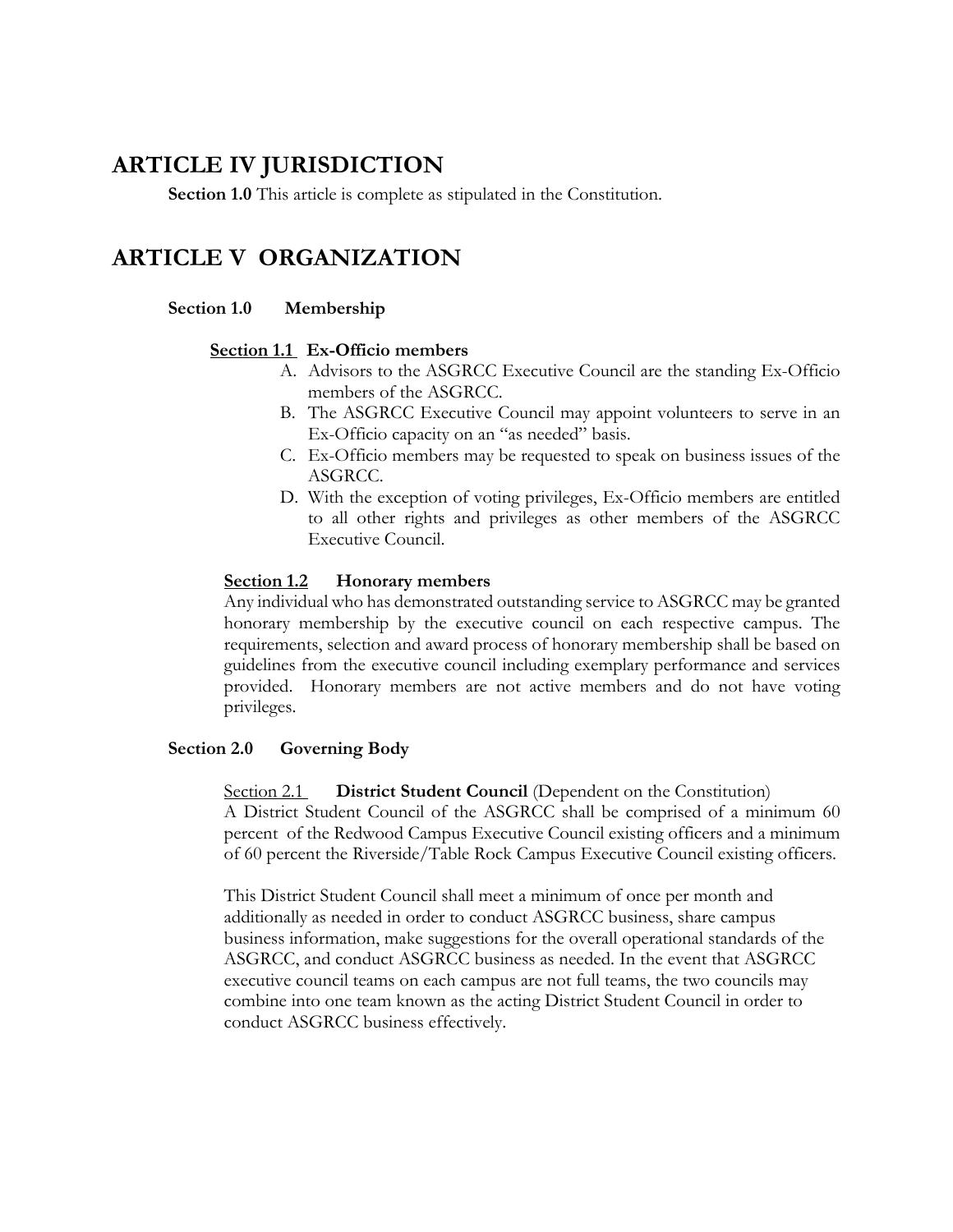# ARTICLE IV JURISDICTION

**Section 1.0** This article is complete as stipulated in the Constitution.

# ARTICLE V ORGANIZATION

### Section 1.0 Membership

#### Section 1.1 Ex-Officio members

A. Advisors to the ASGRCC Executive Council are the standing Ex-Officio members of the ASGRCC.
B. The ASGRCC Executive Council may appoint volunteers to serve in an Ex-Officio capacity on an "as needed" basis.
C. Ex-Officio members may be requested to speak on business issues of the ASGRCC.
D. With the exception of voting privileges, Ex-Officio members are entitled to all other rights and privileges as other members of the ASGRCC Executive Council.

#### Section 1.2 Honorary members

Any individual who has demonstrated outstanding service to ASGRCC may be granted honorary membership by the executive council on each respective campus. The requirements, selection and award process of honorary membership shall be based on guidelines from the executive council including exemplary performance and services provided. Honorary members are not active members and do not have voting privileges.

### Section 2.0 Governing Body

Section 2.1 **District Student Council** (Dependent on the Constitution)
A District Student Council of the ASGRCC shall be comprised of a minimum 60 percent of the Redwood Campus Executive Council existing officers and a minimum of 60 percent the Riverside/Table Rock Campus Executive Council existing officers.

This District Student Council shall meet a minimum of once per month and additionally as needed in order to conduct ASGRCC business, share campus business information, make suggestions for the overall operational standards of the ASGRCC, and conduct ASGRCC business as needed. In the event that ASGRCC executive council teams on each campus are not full teams, the two councils may combine into one team known as the acting District Student Council in order to conduct ASGRCC business effectively.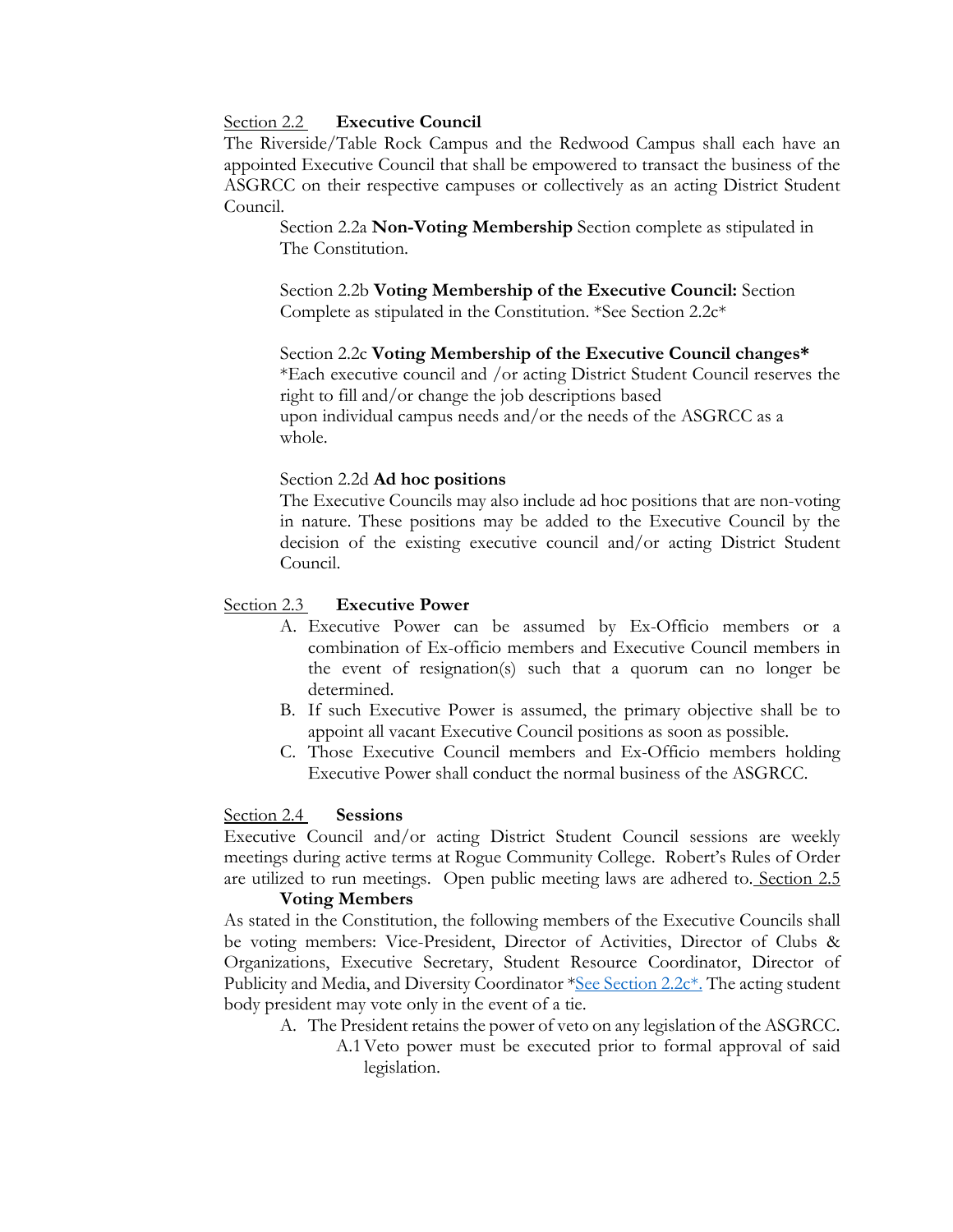## Section 2.2 **Executive Council**

The Riverside/Table Rock Campus and the Redwood Campus shall each have an appointed Executive Council that shall be empowered to transact the business of the ASGRCC on their respective campuses or collectively as an acting District Student Council.

Section 2.2a **Non-Voting Membership** Section complete as stipulated in The Constitution.

Section 2.2b **Voting Membership of the Executive Council:** Section Complete as stipulated in the Constitution. *See Section 2.2c*

Section 2.2c **Voting Membership of the Executive Council changes***
*Each executive council and /or acting District Student Council reserves the right to fill and/or change the job descriptions based upon individual campus needs and/or the needs of the ASGRCC as a whole.

Section 2.2d **Ad hoc positions**
The Executive Councils may also include ad hoc positions that are non-voting in nature. These positions may be added to the Executive Council by the decision of the existing executive council and/or acting District Student Council.

## Section 2.3 **Executive Power**

A. Executive Power can be assumed by Ex-Officio members or a combination of Ex-officio members and Executive Council members in the event of resignation(s) such that a quorum can no longer be determined.
B. If such Executive Power is assumed, the primary objective shall be to appoint all vacant Executive Council positions as soon as possible.
C. Those Executive Council members and Ex-Officio members holding Executive Power shall conduct the normal business of the ASGRCC.

## Section 2.4 **Sessions**

Executive Council and/or acting District Student Council sessions are weekly meetings during active terms at Rogue Community College. Robert's Rules of Order are utilized to run meetings. Open public meeting laws are adhered to.

## Section 2.5 **Voting Members**

As stated in the Constitution, the following members of the Executive Councils shall be voting members: Vice-President, Director of Activities, Director of Clubs & Organizations, Executive Secretary, Student Resource Coordinator, Director of Publicity and Media, and Diversity Coordinator *See Section 2.2c*. The acting student body president may vote only in the event of a tie.

A. The President retains the power of veto on any legislation of the ASGRCC.
   - A.1 Veto power must be executed prior to formal approval of said legislation.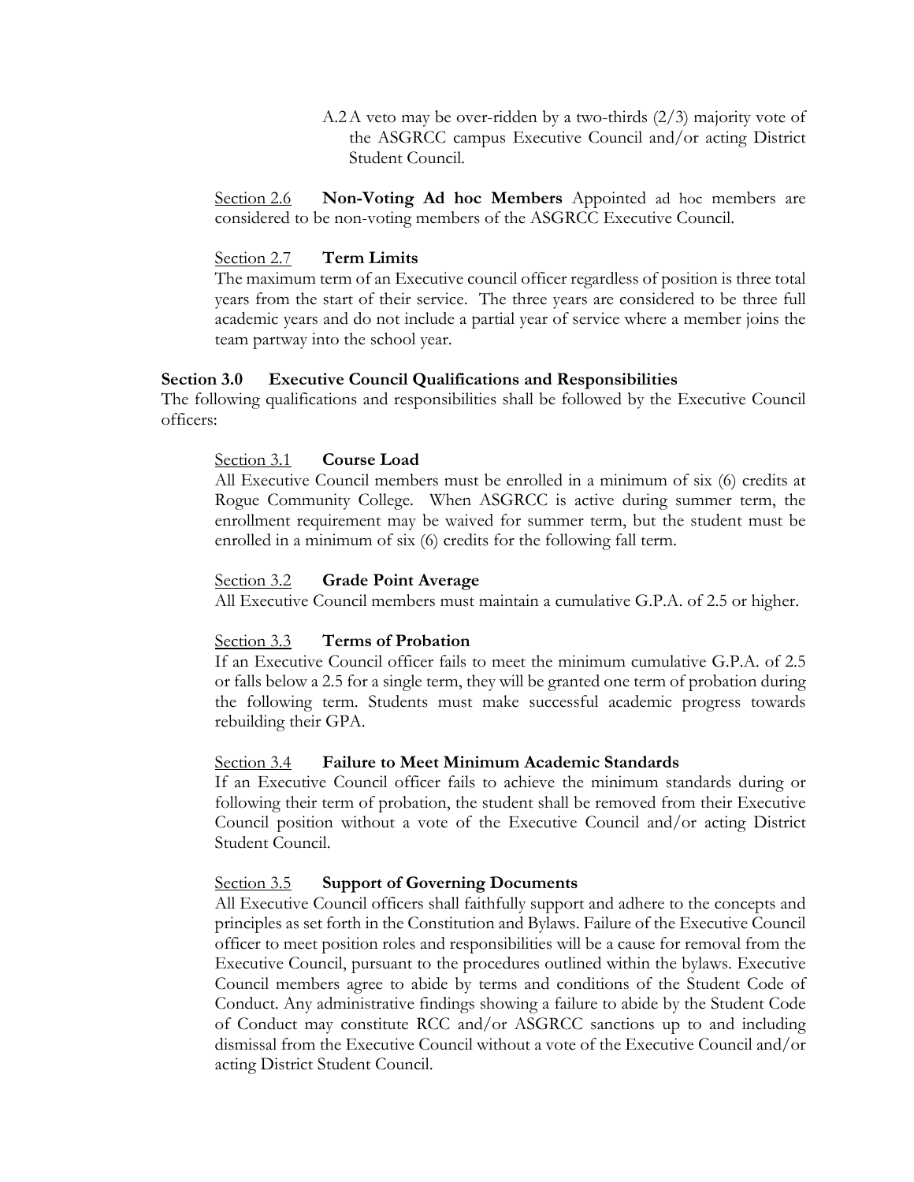A.2 A veto may be over-ridden by a two-thirds (2/3) majority vote of the ASGRCC campus Executive Council and/or acting District Student Council.

<u>Section 2.6</u> **Non-Voting Ad hoc Members** Appointed ad hoc members are considered to be non-voting members of the ASGRCC Executive Council.

<u>Section 2.7</u> **Term Limits**

The maximum term of an Executive council officer regardless of position is three total years from the start of their service. The three years are considered to be three full academic years and do not include a partial year of service where a member joins the team partway into the school year.

## Section 3.0 Executive Council Qualifications and Responsibilities

The following qualifications and responsibilities shall be followed by the Executive Council officers:

<u>Section 3.1</u> **Course Load**

All Executive Council members must be enrolled in a minimum of six (6) credits at Rogue Community College. When ASGRCC is active during summer term, the enrollment requirement may be waived for summer term, but the student must be enrolled in a minimum of six (6) credits for the following fall term.

<u>Section 3.2</u> **Grade Point Average**

All Executive Council members must maintain a cumulative G.P.A. of 2.5 or higher.

<u>Section 3.3</u> **Terms of Probation**

If an Executive Council officer fails to meet the minimum cumulative G.P.A. of 2.5 or falls below a 2.5 for a single term, they will be granted one term of probation during the following term. Students must make successful academic progress towards rebuilding their GPA.

<u>Section 3.4</u> **Failure to Meet Minimum Academic Standards**

If an Executive Council officer fails to achieve the minimum standards during or following their term of probation, the student shall be removed from their Executive Council position without a vote of the Executive Council and/or acting District Student Council.

<u>Section 3.5</u> **Support of Governing Documents**

All Executive Council officers shall faithfully support and adhere to the concepts and principles as set forth in the Constitution and Bylaws. Failure of the Executive Council officer to meet position roles and responsibilities will be a cause for removal from the Executive Council, pursuant to the procedures outlined within the bylaws. Executive Council members agree to abide by terms and conditions of the Student Code of Conduct. Any administrative findings showing a failure to abide by the Student Code of Conduct may constitute RCC and/or ASGRCC sanctions up to and including dismissal from the Executive Council without a vote of the Executive Council and/or acting District Student Council.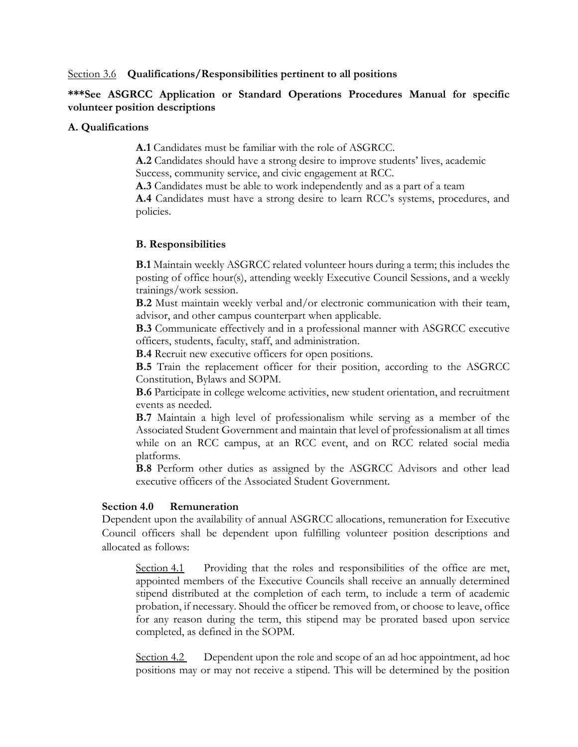Section 3.6 **Qualifications/Responsibilities pertinent to all positions**

**\*\*\*See ASGRCC Application or Standard Operations Procedures Manual for specific volunteer position descriptions**

**A. Qualifications**

**A.1** Candidates must be familiar with the role of ASGRCC.

**A.2** Candidates should have a strong desire to improve students' lives, academic Success, community service, and civic engagement at RCC.

**A.3** Candidates must be able to work independently and as a part of a team

**A.4** Candidates must have a strong desire to learn RCC's systems, procedures, and policies.

**B. Responsibilities**

**B.1** Maintain weekly ASGRCC related volunteer hours during a term; this includes the posting of office hour(s), attending weekly Executive Council Sessions, and a weekly trainings/work session.

**B.2** Must maintain weekly verbal and/or electronic communication with their team, advisor, and other campus counterpart when applicable.

**B.3** Communicate effectively and in a professional manner with ASGRCC executive officers, students, faculty, staff, and administration.

**B.4** Recruit new executive officers for open positions.

**B.5** Train the replacement officer for their position, according to the ASGRCC Constitution, Bylaws and SOPM.

**B.6** Participate in college welcome activities, new student orientation, and recruitment events as needed.

**B.7** Maintain a high level of professionalism while serving as a member of the Associated Student Government and maintain that level of professionalism at all times while on an RCC campus, at an RCC event, and on RCC related social media platforms.

**B.8** Perform other duties as assigned by the ASGRCC Advisors and other lead executive officers of the Associated Student Government.

**Section 4.0 Remuneration**

Dependent upon the availability of annual ASGRCC allocations, remuneration for Executive Council officers shall be dependent upon fulfilling volunteer position descriptions and allocated as follows:

Section 4.1 Providing that the roles and responsibilities of the office are met, appointed members of the Executive Councils shall receive an annually determined stipend distributed at the completion of each term, to include a term of academic probation, if necessary. Should the officer be removed from, or choose to leave, office for any reason during the term, this stipend may be prorated based upon service completed, as defined in the SOPM.

Section 4.2 Dependent upon the role and scope of an ad hoc appointment, ad hoc positions may or may not receive a stipend. This will be determined by the position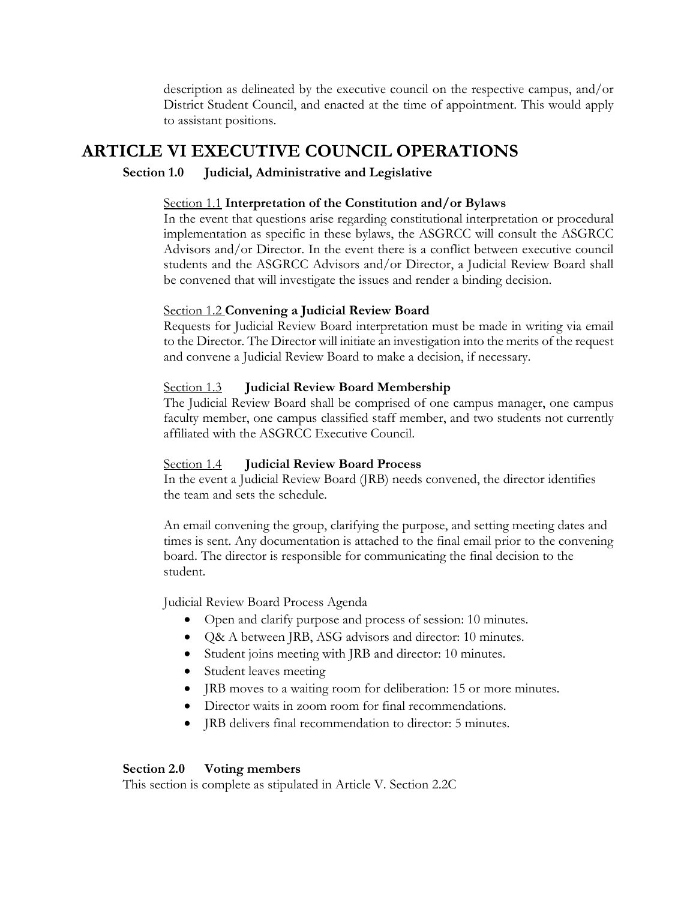description as delineated by the executive council on the respective campus, and/or District Student Council, and enacted at the time of appointment. This would apply to assistant positions.

# ARTICLE VI EXECUTIVE COUNCIL OPERATIONS

## Section 1.0 Judicial, Administrative and Legislative

### Section 1.1 Interpretation of the Constitution and/or Bylaws

In the event that questions arise regarding constitutional interpretation or procedural implementation as specific in these bylaws, the ASGRCC will consult the ASGRCC Advisors and/or Director. In the event there is a conflict between executive council students and the ASGRCC Advisors and/or Director, a Judicial Review Board shall be convened that will investigate the issues and render a binding decision.

### Section 1.2 Convening a Judicial Review Board

Requests for Judicial Review Board interpretation must be made in writing via email to the Director. The Director will initiate an investigation into the merits of the request and convene a Judicial Review Board to make a decision, if necessary.

### Section 1.3 Judicial Review Board Membership

The Judicial Review Board shall be comprised of one campus manager, one campus faculty member, one campus classified staff member, and two students not currently affiliated with the ASGRCC Executive Council.

### Section 1.4 Judicial Review Board Process

In the event a Judicial Review Board (JRB) needs convened, the director identifies the team and sets the schedule.

An email convening the group, clarifying the purpose, and setting meeting dates and times is sent. Any documentation is attached to the final email prior to the convening board. The director is responsible for communicating the final decision to the student.

Judicial Review Board Process Agenda

- Open and clarify purpose and process of session: 10 minutes.
- Q& A between JRB, ASG advisors and director: 10 minutes.
- Student joins meeting with JRB and director: 10 minutes.
- Student leaves meeting
- JRB moves to a waiting room for deliberation: 15 or more minutes.
- Director waits in zoom room for final recommendations.
- JRB delivers final recommendation to director: 5 minutes.

## Section 2.0 Voting members

This section is complete as stipulated in Article V. Section 2.2C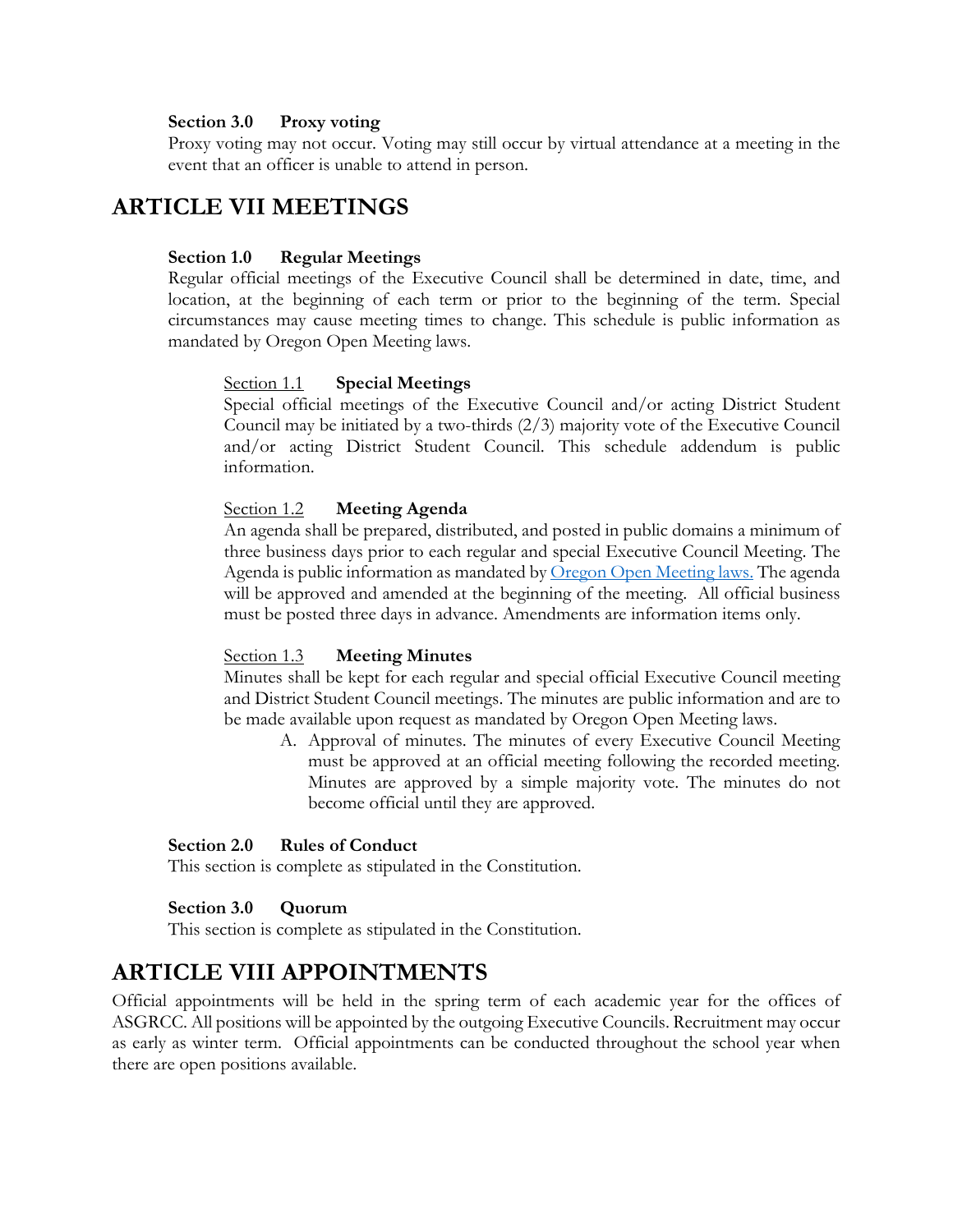**Section 3.0 Proxy voting**

Proxy voting may not occur. Voting may still occur by virtual attendance at a meeting in the event that an officer is unable to attend in person.

## ARTICLE VII MEETINGS

**Section 1.0 Regular Meetings**

Regular official meetings of the Executive Council shall be determined in date, time, and location, at the beginning of each term or prior to the beginning of the term. Special circumstances may cause meeting times to change. This schedule is public information as mandated by Oregon Open Meeting laws.

Section 1.1 **Special Meetings**

Special official meetings of the Executive Council and/or acting District Student Council may be initiated by a two-thirds (2/3) majority vote of the Executive Council and/or acting District Student Council. This schedule addendum is public information.

Section 1.2 **Meeting Agenda**

An agenda shall be prepared, distributed, and posted in public domains a minimum of three business days prior to each regular and special Executive Council Meeting. The Agenda is public information as mandated by Oregon Open Meeting laws. The agenda will be approved and amended at the beginning of the meeting. All official business must be posted three days in advance. Amendments are information items only.

Section 1.3 **Meeting Minutes**

Minutes shall be kept for each regular and special official Executive Council meeting and District Student Council meetings. The minutes are public information and are to be made available upon request as mandated by Oregon Open Meeting laws.

A. Approval of minutes. The minutes of every Executive Council Meeting must be approved at an official meeting following the recorded meeting. Minutes are approved by a simple majority vote. The minutes do not become official until they are approved.

**Section 2.0 Rules of Conduct**

This section is complete as stipulated in the Constitution.

**Section 3.0 Quorum**

This section is complete as stipulated in the Constitution.

## ARTICLE VIII APPOINTMENTS

Official appointments will be held in the spring term of each academic year for the offices of ASGRCC. All positions will be appointed by the outgoing Executive Councils. Recruitment may occur as early as winter term. Official appointments can be conducted throughout the school year when there are open positions available.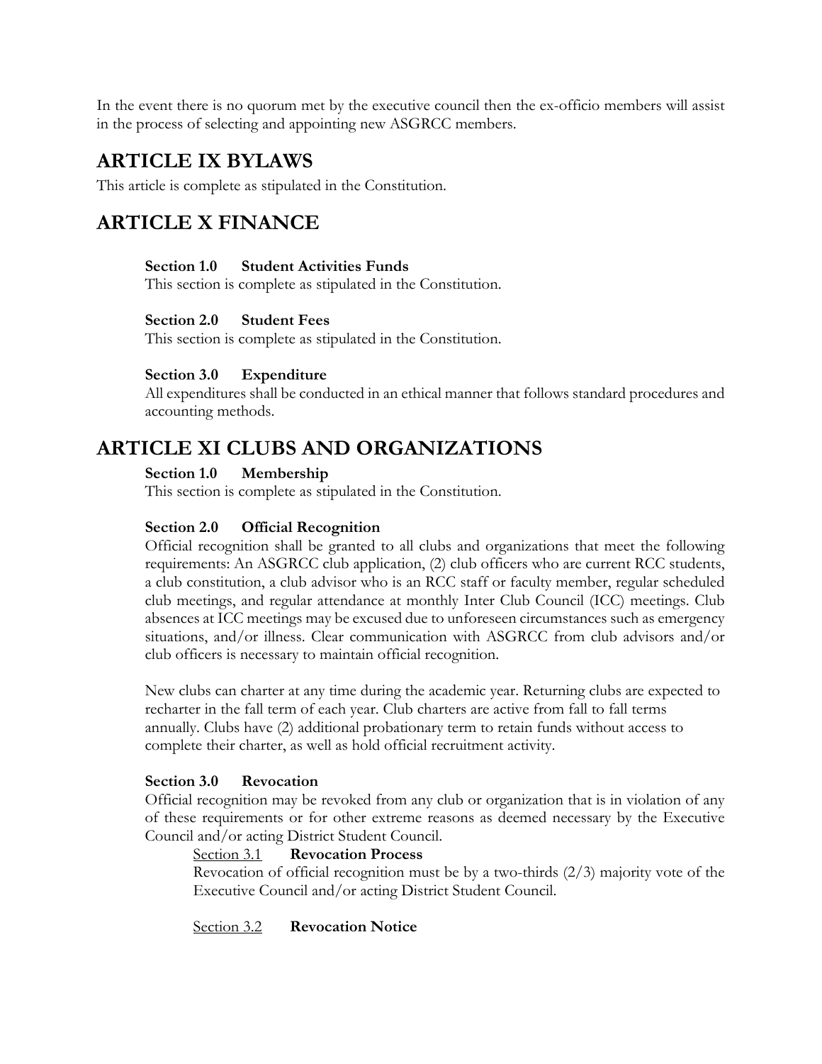In the event there is no quorum met by the executive council then the ex-officio members will assist in the process of selecting and appointing new ASGRCC members.

# ARTICLE IX BYLAWS

This article is complete as stipulated in the Constitution.

# ARTICLE X FINANCE

### Section 1.0 Student Activities Funds

This section is complete as stipulated in the Constitution.

### Section 2.0 Student Fees

This section is complete as stipulated in the Constitution.

### Section 3.0 Expenditure

All expenditures shall be conducted in an ethical manner that follows standard procedures and accounting methods.

# ARTICLE XI CLUBS AND ORGANIZATIONS

### Section 1.0 Membership

This section is complete as stipulated in the Constitution.

### Section 2.0 Official Recognition

Official recognition shall be granted to all clubs and organizations that meet the following requirements: An ASGRCC club application, (2) club officers who are current RCC students, a club constitution, a club advisor who is an RCC staff or faculty member, regular scheduled club meetings, and regular attendance at monthly Inter Club Council (ICC) meetings. Club absences at ICC meetings may be excused due to unforeseen circumstances such as emergency situations, and/or illness. Clear communication with ASGRCC from club advisors and/or club officers is necessary to maintain official recognition.

New clubs can charter at any time during the academic year. Returning clubs are expected to recharter in the fall term of each year. Club charters are active from fall to fall terms annually. Clubs have (2) additional probationary term to retain funds without access to complete their charter, as well as hold official recruitment activity.

### Section 3.0 Revocation

Official recognition may be revoked from any club or organization that is in violation of any of these requirements or for other extreme reasons as deemed necessary by the Executive Council and/or acting District Student Council.

#### Section 3.1 Revocation Process

Revocation of official recognition must be by a two-thirds (2/3) majority vote of the Executive Council and/or acting District Student Council.

#### Section 3.2 Revocation Notice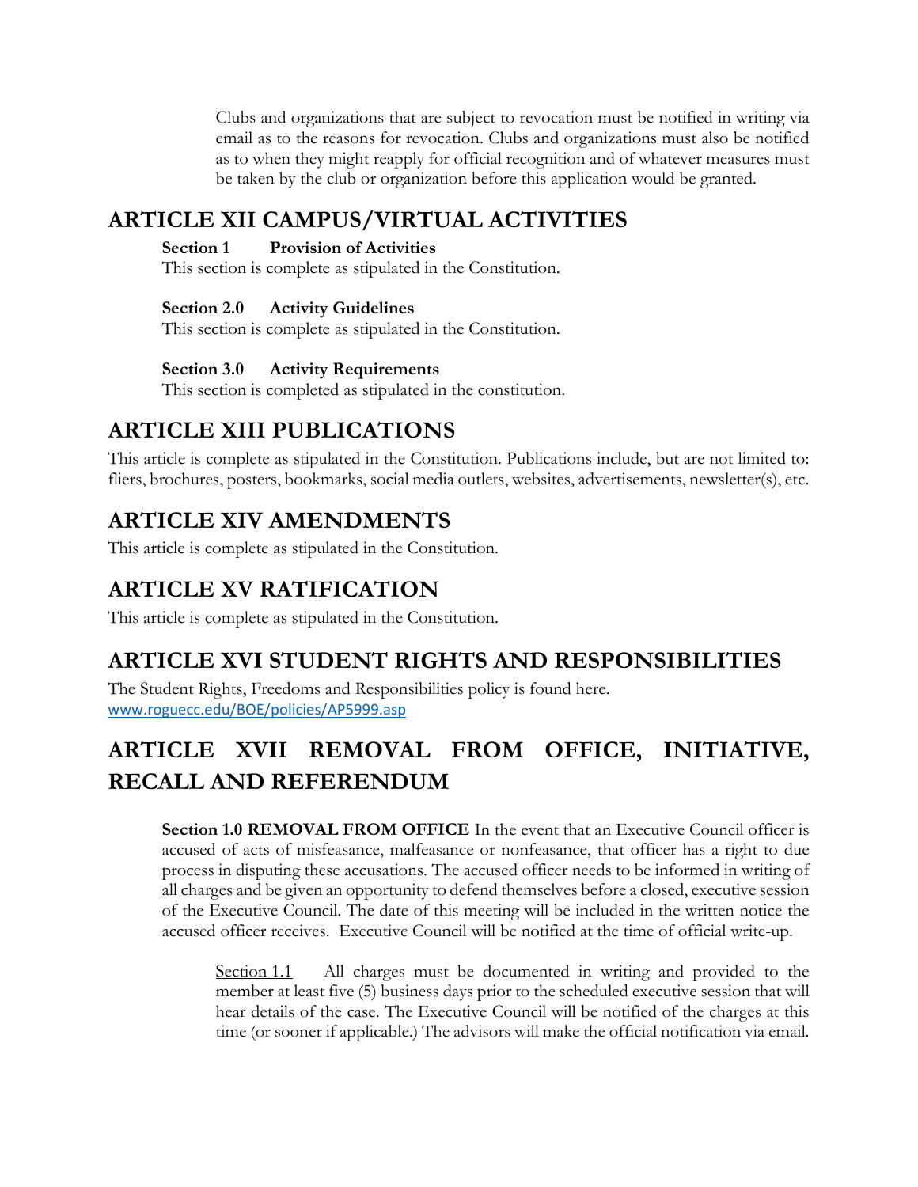Clubs and organizations that are subject to revocation must be notified in writing via email as to the reasons for revocation. Clubs and organizations must also be notified as to when they might reapply for official recognition and of whatever measures must be taken by the club or organization before this application would be granted.

## ARTICLE XII CAMPUS/VIRTUAL ACTIVITIES

**Section 1 Provision of Activities**

This section is complete as stipulated in the Constitution.

**Section 2.0 Activity Guidelines**

This section is complete as stipulated in the Constitution.

**Section 3.0 Activity Requirements**

This section is completed as stipulated in the constitution.

## ARTICLE XIII PUBLICATIONS

This article is complete as stipulated in the Constitution. Publications include, but are not limited to: fliers, brochures, posters, bookmarks, social media outlets, websites, advertisements, newsletter(s), etc.

## ARTICLE XIV AMENDMENTS

This article is complete as stipulated in the Constitution.

## ARTICLE XV RATIFICATION

This article is complete as stipulated in the Constitution.

## ARTICLE XVI STUDENT RIGHTS AND RESPONSIBILITIES

The Student Rights, Freedoms and Responsibilities policy is found here.
www.roguecc.edu/BOE/policies/AP5999.asp

## ARTICLE XVII REMOVAL FROM OFFICE, INITIATIVE, RECALL AND REFERENDUM

**Section 1.0 REMOVAL FROM OFFICE** In the event that an Executive Council officer is accused of acts of misfeasance, malfeasance or nonfeasance, that officer has a right to due process in disputing these accusations. The accused officer needs to be informed in writing of all charges and be given an opportunity to defend themselves before a closed, executive session of the Executive Council. The date of this meeting will be included in the written notice the accused officer receives. Executive Council will be notified at the time of official write-up.

Section 1.1 All charges must be documented in writing and provided to the member at least five (5) business days prior to the scheduled executive session that will hear details of the case. The Executive Council will be notified of the charges at this time (or sooner if applicable.) The advisors will make the official notification via email.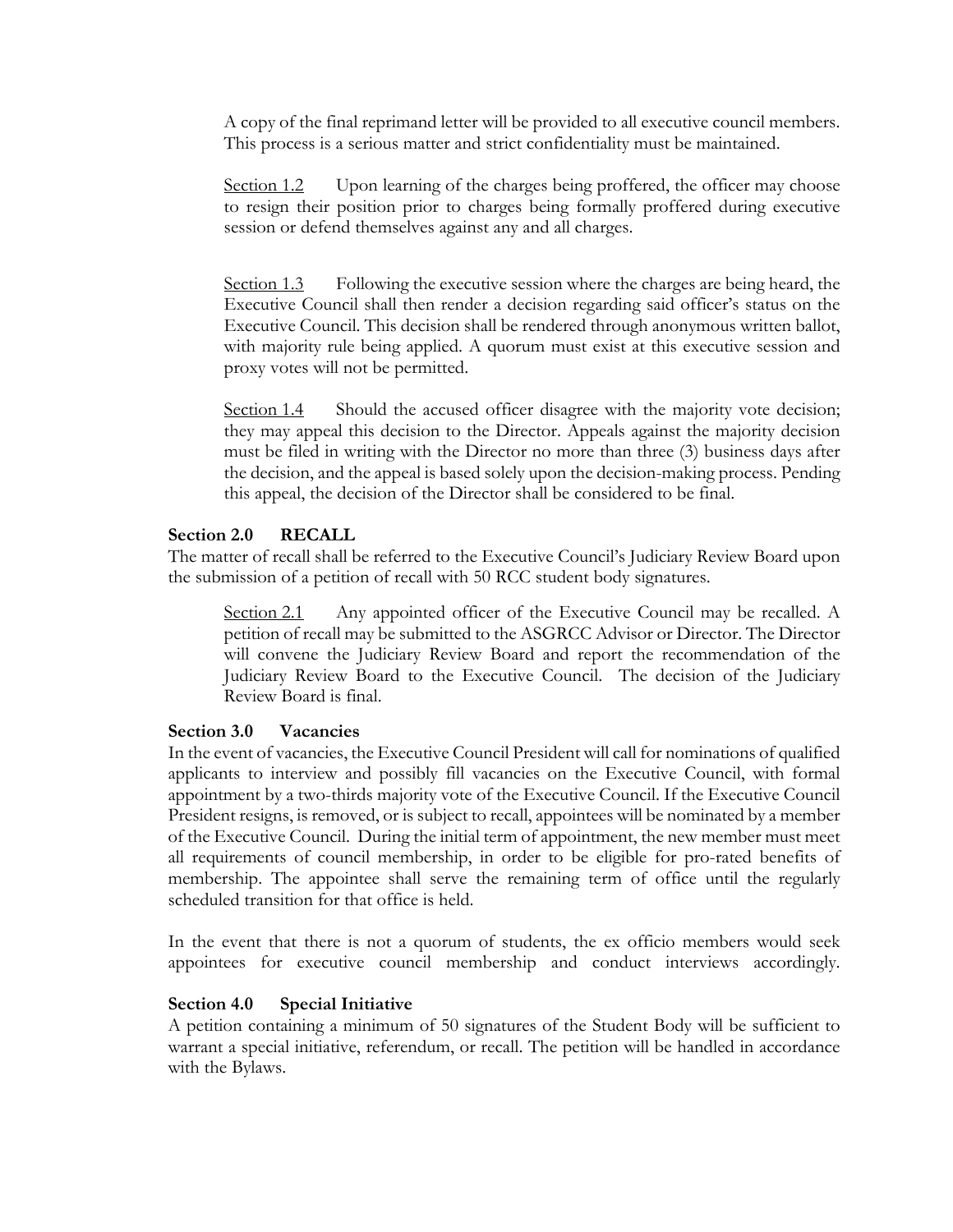A copy of the final reprimand letter will be provided to all executive council members. This process is a serious matter and strict confidentiality must be maintained.

Section 1.2 Upon learning of the charges being proffered, the officer may choose to resign their position prior to charges being formally proffered during executive session or defend themselves against any and all charges.

Section 1.3 Following the executive session where the charges are being heard, the Executive Council shall then render a decision regarding said officer's status on the Executive Council. This decision shall be rendered through anonymous written ballot, with majority rule being applied. A quorum must exist at this executive session and proxy votes will not be permitted.

Section 1.4 Should the accused officer disagree with the majority vote decision; they may appeal this decision to the Director. Appeals against the majority decision must be filed in writing with the Director no more than three (3) business days after the decision, and the appeal is based solely upon the decision-making process. Pending this appeal, the decision of the Director shall be considered to be final.

**Section 2.0 RECALL**

The matter of recall shall be referred to the Executive Council's Judiciary Review Board upon the submission of a petition of recall with 50 RCC student body signatures.

Section 2.1 Any appointed officer of the Executive Council may be recalled. A petition of recall may be submitted to the ASGRCC Advisor or Director. The Director will convene the Judiciary Review Board and report the recommendation of the Judiciary Review Board to the Executive Council. The decision of the Judiciary Review Board is final.

**Section 3.0 Vacancies**

In the event of vacancies, the Executive Council President will call for nominations of qualified applicants to interview and possibly fill vacancies on the Executive Council, with formal appointment by a two-thirds majority vote of the Executive Council. If the Executive Council President resigns, is removed, or is subject to recall, appointees will be nominated by a member of the Executive Council. During the initial term of appointment, the new member must meet all requirements of council membership, in order to be eligible for pro-rated benefits of membership. The appointee shall serve the remaining term of office until the regularly scheduled transition for that office is held.

In the event that there is not a quorum of students, the ex officio members would seek appointees for executive council membership and conduct interviews accordingly.

**Section 4.0 Special Initiative**

A petition containing a minimum of 50 signatures of the Student Body will be sufficient to warrant a special initiative, referendum, or recall. The petition will be handled in accordance with the Bylaws.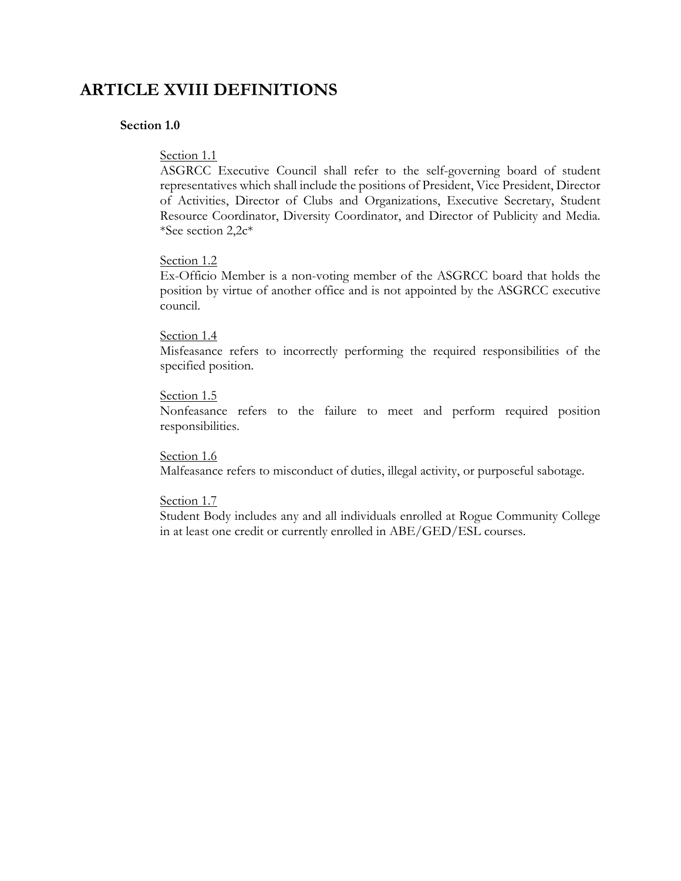# ARTICLE XVIII DEFINITIONS

## Section 1.0

Section 1.1
ASGRCC Executive Council shall refer to the self-governing board of student representatives which shall include the positions of President, Vice President, Director of Activities, Director of Clubs and Organizations, Executive Secretary, Student Resource Coordinator, Diversity Coordinator, and Director of Publicity and Media. *See section 2,2c*

Section 1.2
Ex-Officio Member is a non-voting member of the ASGRCC board that holds the position by virtue of another office and is not appointed by the ASGRCC executive council.

Section 1.4
Misfeasance refers to incorrectly performing the required responsibilities of the specified position.

Section 1.5
Nonfeasance refers to the failure to meet and perform required position responsibilities.

Section 1.6
Malfeasance refers to misconduct of duties, illegal activity, or purposeful sabotage.

Section 1.7
Student Body includes any and all individuals enrolled at Rogue Community College in at least one credit or currently enrolled in ABE/GED/ESL courses.